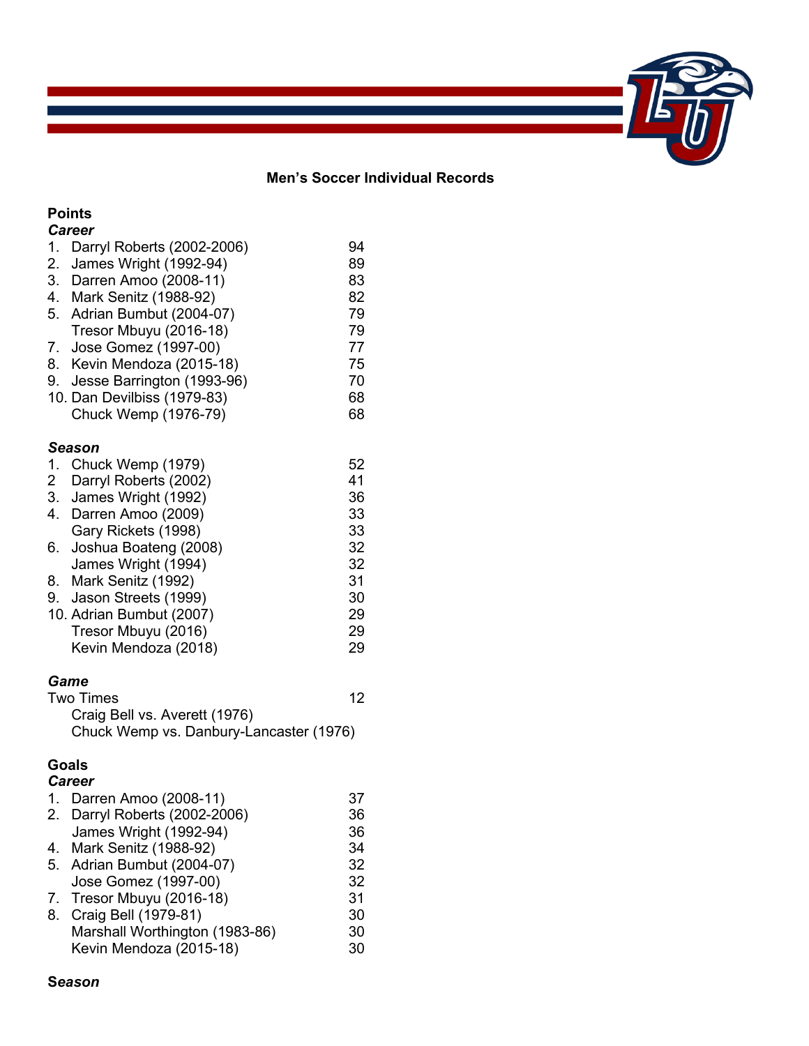## Men's Soccer Individual Records

### Points

#### *Career*

| Rank | Player | Points |
|---|---|---|
| 1. | Darryl Roberts (2002-2006) | 94 |
| 2. | James Wright (1992-94) | 89 |
| 3. | Darren Amoo (2008-11) | 83 |
| 4. | Mark Senitz (1988-92) | 82 |
| 5. | Adrian Bumbut (2004-07) | 79 |
| | Tresor Mbuyu (2016-18) | 79 |
| 7. | Jose Gomez (1997-00) | 77 |
| 8. | Kevin Mendoza (2015-18) | 75 |
| 9. | Jesse Barrington (1993-96) | 70 |
| 10. | Dan Devilbiss (1979-83) | 68 |
| | Chuck Wemp (1976-79) | 68 |

#### *Season*

| Rank | Player | Points |
|---|---|---|
| 1. | Chuck Wemp (1979) | 52 |
| 2 | Darryl Roberts (2002) | 41 |
| 3. | James Wright (1992) | 36 |
| 4. | Darren Amoo (2009) | 33 |
| | Gary Rickets (1998) | 33 |
| 6. | Joshua Boateng (2008) | 32 |
| | James Wright (1994) | 32 |
| 8. | Mark Senitz (1992) | 31 |
| 9. | Jason Streets (1999) | 30 |
| 10. | Adrian Bumbut (2007) | 29 |
| | Tresor Mbuyu (2016) | 29 |
| | Kevin Mendoza (2018) | 29 |

#### *Game*

Two Times — 12

- Craig Bell vs. Averett (1976)
- Chuck Wemp vs. Danbury-Lancaster (1976)

### Goals

#### *Career*

| Rank | Player | Goals |
|---|---|---|
| 1. | Darren Amoo (2008-11) | 37 |
| 2. | Darryl Roberts (2002-2006) | 36 |
| | James Wright (1992-94) | 36 |
| 4. | Mark Senitz (1988-92) | 34 |
| 5. | Adrian Bumbut (2004-07) | 32 |
| | Jose Gomez (1997-00) | 32 |
| 7. | Tresor Mbuyu (2016-18) | 31 |
| 8. | Craig Bell (1979-81) | 30 |
| | Marshall Worthington (1983-86) | 30 |
| | Kevin Mendoza (2015-18) | 30 |

#### *Season*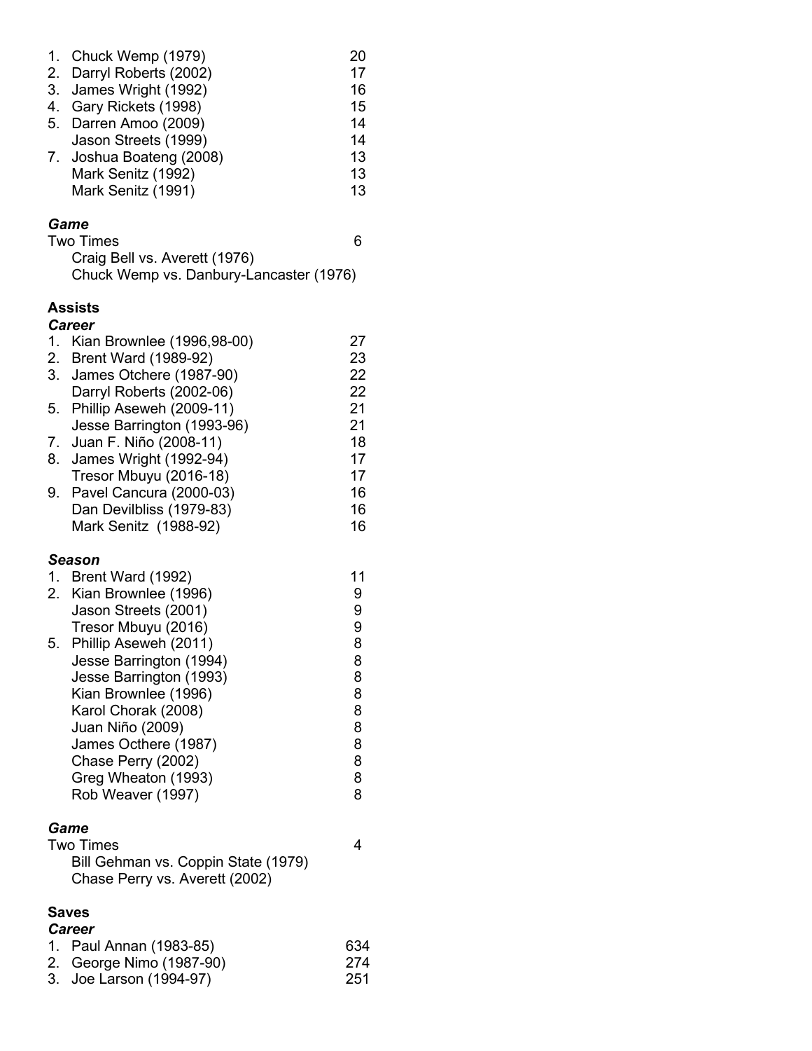1. Chuck Wemp (1979) 20
2. Darryl Roberts (2002) 17
3. James Wright (1992) 16
4. Gary Rickets (1998) 15
5. Darren Amoo (2009) 14
   Jason Streets (1999) 14
7. Joshua Boateng (2008) 13
   Mark Senitz (1992) 13
   Mark Senitz (1991) 13

***Game***

Two Times 6
   Craig Bell vs. Averett (1976)
   Chuck Wemp vs. Danbury-Lancaster (1976)

**Assists**

***Career***

1. Kian Brownlee (1996,98-00) 27
2. Brent Ward (1989-92) 23
3. James Otchere (1987-90) 22
   Darryl Roberts (2002-06) 22
5. Phillip Aseweh (2009-11) 21
   Jesse Barrington (1993-96) 21
7. Juan F. Niño (2008-11) 18
8. James Wright (1992-94) 17
   Tresor Mbuyu (2016-18) 17
9. Pavel Cancura (2000-03) 16
   Dan Devilbliss (1979-83) 16
   Mark Senitz (1988-92) 16

***Season***

1. Brent Ward (1992) 11
2. Kian Brownlee (1996) 9
   Jason Streets (2001) 9
   Tresor Mbuyu (2016) 9
5. Phillip Aseweh (2011) 8
   Jesse Barrington (1994) 8
   Jesse Barrington (1993) 8
   Kian Brownlee (1996) 8
   Karol Chorak (2008) 8
   Juan Niño (2009) 8
   James Octhere (1987) 8
   Chase Perry (2002) 8
   Greg Wheaton (1993) 8
   Rob Weaver (1997) 8

***Game***

Two Times 4
   Bill Gehman vs. Coppin State (1979)
   Chase Perry vs. Averett (2002)

**Saves**

***Career***

1. Paul Annan (1983-85) 634
2. George Nimo (1987-90) 274
3. Joe Larson (1994-97) 251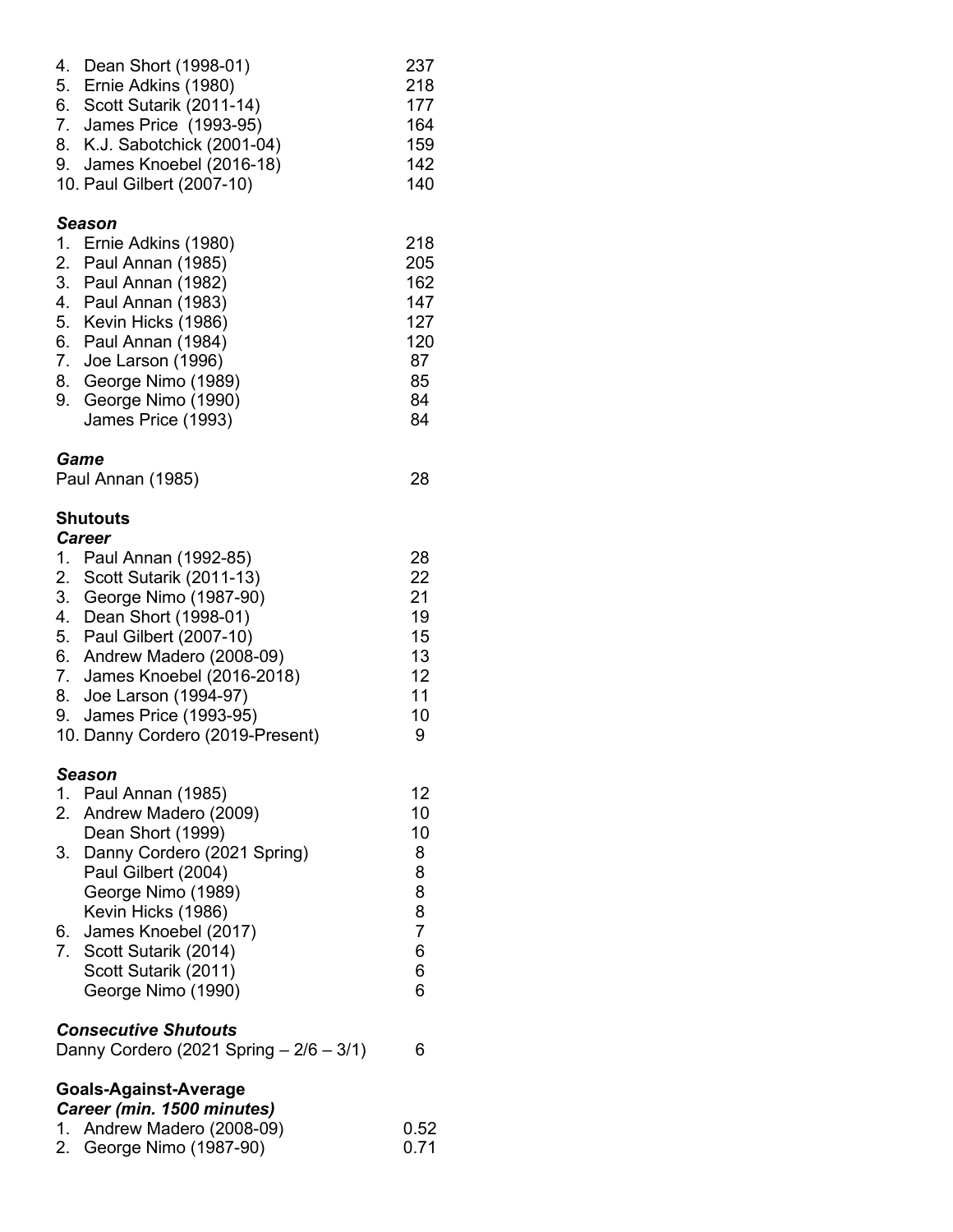| | |
|---|---|
| 4. Dean Short (1998-01) | 237 |
| 5. Ernie Adkins (1980) | 218 |
| 6. Scott Sutarik (2011-14) | 177 |
| 7. James Price (1993-95) | 164 |
| 8. K.J. Sabotchick (2001-04) | 159 |
| 9. James Knoebel (2016-18) | 142 |
| 10. Paul Gilbert (2007-10) | 140 |

***Season***

| | |
|---|---|
| 1. Ernie Adkins (1980) | 218 |
| 2. Paul Annan (1985) | 205 |
| 3. Paul Annan (1982) | 162 |
| 4. Paul Annan (1983) | 147 |
| 5. Kevin Hicks (1986) | 127 |
| 6. Paul Annan (1984) | 120 |
| 7. Joe Larson (1996) | 87 |
| 8. George Nimo (1989) | 85 |
| 9. George Nimo (1990) | 84 |
| James Price (1993) | 84 |

***Game***

| | |
|---|---|
| Paul Annan (1985) | 28 |

**Shutouts**

***Career***

| | |
|---|---|
| 1. Paul Annan (1992-85) | 28 |
| 2. Scott Sutarik (2011-13) | 22 |
| 3. George Nimo (1987-90) | 21 |
| 4. Dean Short (1998-01) | 19 |
| 5. Paul Gilbert (2007-10) | 15 |
| 6. Andrew Madero (2008-09) | 13 |
| 7. James Knoebel (2016-2018) | 12 |
| 8. Joe Larson (1994-97) | 11 |
| 9. James Price (1993-95) | 10 |
| 10. Danny Cordero (2019-Present) | 9 |

***Season***

| | |
|---|---|
| 1. Paul Annan (1985) | 12 |
| 2. Andrew Madero (2009) | 10 |
| Dean Short (1999) | 10 |
| 3. Danny Cordero (2021 Spring) | 8 |
| Paul Gilbert (2004) | 8 |
| George Nimo (1989) | 8 |
| Kevin Hicks (1986) | 8 |
| 6. James Knoebel (2017) | 7 |
| 7. Scott Sutarik (2014) | 6 |
| Scott Sutarik (2011) | 6 |
| George Nimo (1990) | 6 |

***Consecutive Shutouts***

| | |
|---|---|
| Danny Cordero (2021 Spring – 2/6 – 3/1) | 6 |

**Goals-Against-Average**

***Career (min. 1500 minutes)***

| | |
|---|---|
| 1. Andrew Madero (2008-09) | 0.52 |
| 2. George Nimo (1987-90) | 0.71 |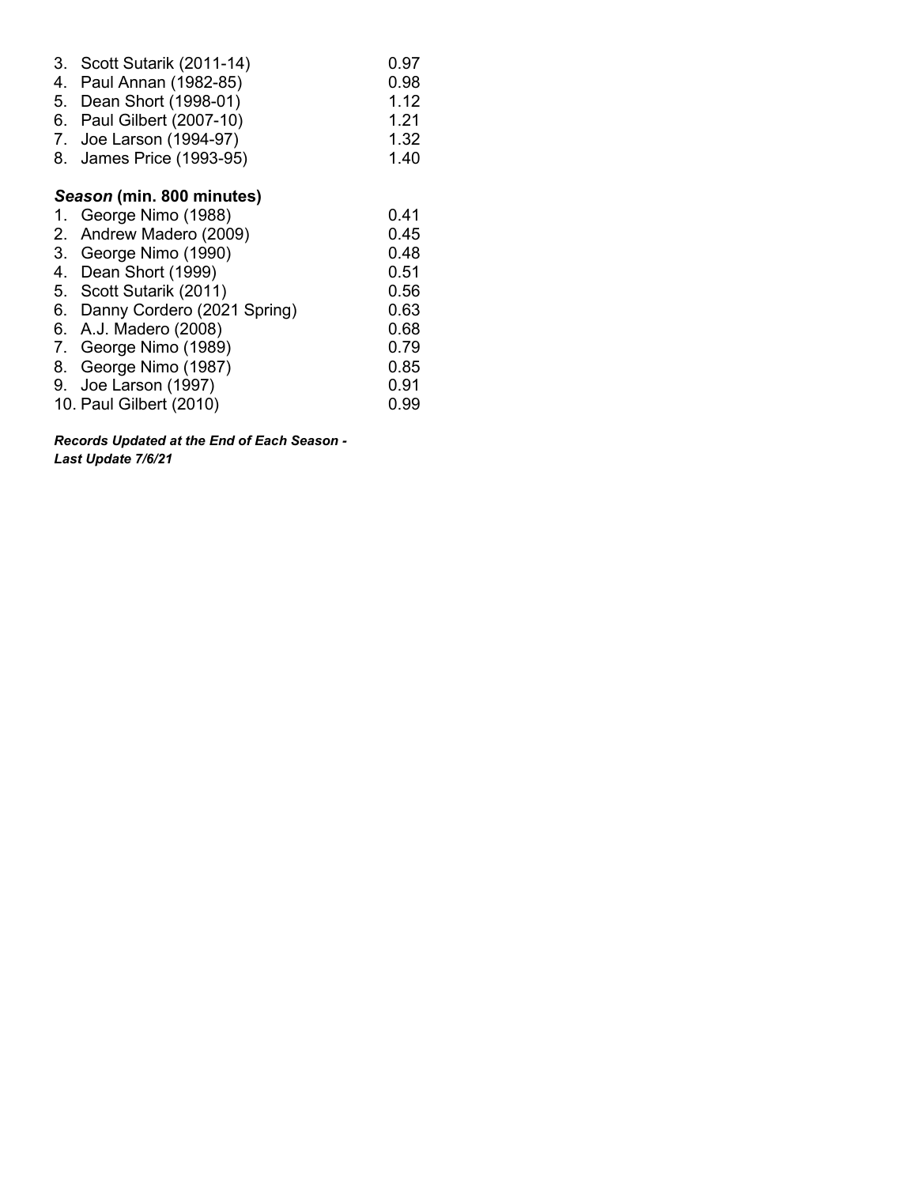| | |
|---|---|
| 3. Scott Sutarik (2011-14) | 0.97 |
| 4. Paul Annan (1982-85) | 0.98 |
| 5. Dean Short (1998-01) | 1.12 |
| 6. Paul Gilbert (2007-10) | 1.21 |
| 7. Joe Larson (1994-97) | 1.32 |
| 8. James Price (1993-95) | 1.40 |

***Season* (min. 800 minutes)**

| | |
|---|---|
| 1. George Nimo (1988) | 0.41 |
| 2. Andrew Madero (2009) | 0.45 |
| 3. George Nimo (1990) | 0.48 |
| 4. Dean Short (1999) | 0.51 |
| 5. Scott Sutarik (2011) | 0.56 |
| 6. Danny Cordero (2021 Spring) | 0.63 |
| 6. A.J. Madero (2008) | 0.68 |
| 7. George Nimo (1989) | 0.79 |
| 8. George Nimo (1987) | 0.85 |
| 9. Joe Larson (1997) | 0.91 |
| 10. Paul Gilbert (2010) | 0.99 |

***Records Updated at the End of Each Season -***
***Last Update 7/6/21***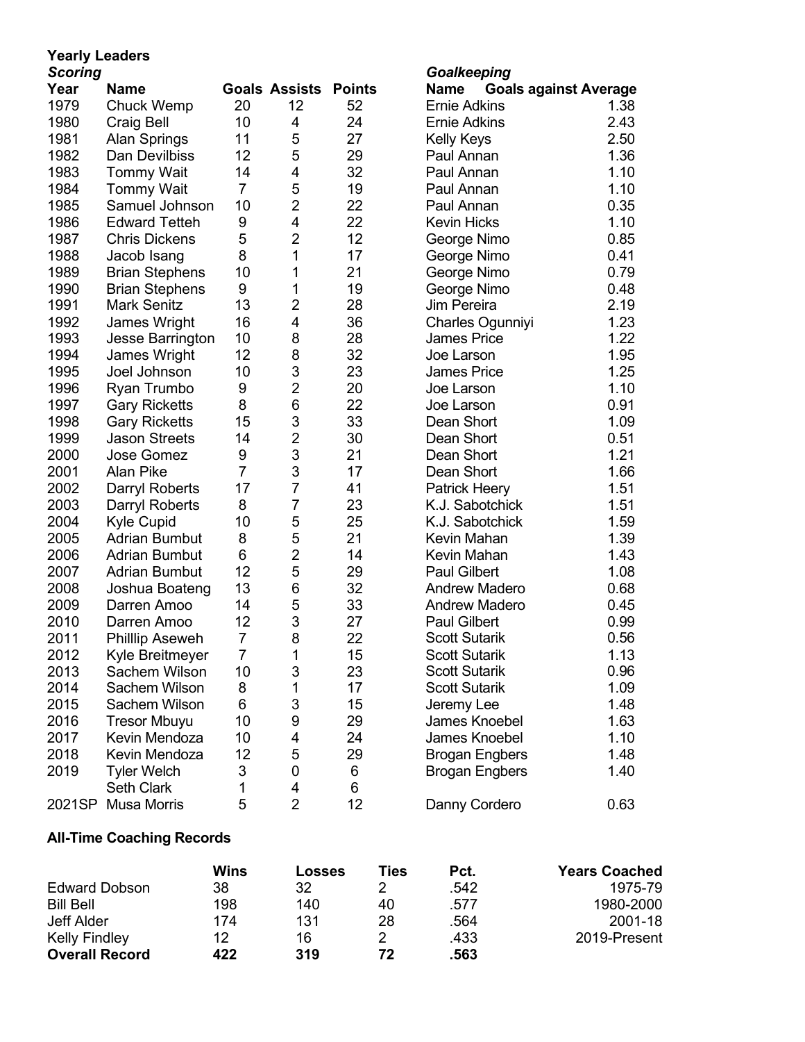## Yearly Leaders

| *Scoring* | | | | | *Goalkeeping* | |
|---|---|---|---|---|---|---|
| **Year** | **Name** | **Goals** | **Assists** | **Points** | **Name** | **Goals against Average** |
| 1979 | Chuck Wemp | 20 | 12 | 52 | Ernie Adkins | 1.38 |
| 1980 | Craig Bell | 10 | 4 | 24 | Ernie Adkins | 2.43 |
| 1981 | Alan Springs | 11 | 5 | 27 | Kelly Keys | 2.50 |
| 1982 | Dan Devilbiss | 12 | 5 | 29 | Paul Annan | 1.36 |
| 1983 | Tommy Wait | 14 | 4 | 32 | Paul Annan | 1.10 |
| 1984 | Tommy Wait | 7 | 5 | 19 | Paul Annan | 1.10 |
| 1985 | Samuel Johnson | 10 | 2 | 22 | Paul Annan | 0.35 |
| 1986 | Edward Tetteh | 9 | 4 | 22 | Kevin Hicks | 1.10 |
| 1987 | Chris Dickens | 5 | 2 | 12 | George Nimo | 0.85 |
| 1988 | Jacob Isang | 8 | 1 | 17 | George Nimo | 0.41 |
| 1989 | Brian Stephens | 10 | 1 | 21 | George Nimo | 0.79 |
| 1990 | Brian Stephens | 9 | 1 | 19 | George Nimo | 0.48 |
| 1991 | Mark Senitz | 13 | 2 | 28 | Jim Pereira | 2.19 |
| 1992 | James Wright | 16 | 4 | 36 | Charles Ogunniyi | 1.23 |
| 1993 | Jesse Barrington | 10 | 8 | 28 | James Price | 1.22 |
| 1994 | James Wright | 12 | 8 | 32 | Joe Larson | 1.95 |
| 1995 | Joel Johnson | 10 | 3 | 23 | James Price | 1.25 |
| 1996 | Ryan Trumbo | 9 | 2 | 20 | Joe Larson | 1.10 |
| 1997 | Gary Ricketts | 8 | 6 | 22 | Joe Larson | 0.91 |
| 1998 | Gary Ricketts | 15 | 3 | 33 | Dean Short | 1.09 |
| 1999 | Jason Streets | 14 | 2 | 30 | Dean Short | 0.51 |
| 2000 | Jose Gomez | 9 | 3 | 21 | Dean Short | 1.21 |
| 2001 | Alan Pike | 7 | 3 | 17 | Dean Short | 1.66 |
| 2002 | Darryl Roberts | 17 | 7 | 41 | Patrick Heery | 1.51 |
| 2003 | Darryl Roberts | 8 | 7 | 23 | K.J. Sabotchick | 1.51 |
| 2004 | Kyle Cupid | 10 | 5 | 25 | K.J. Sabotchick | 1.59 |
| 2005 | Adrian Bumbut | 8 | 5 | 21 | Kevin Mahan | 1.39 |
| 2006 | Adrian Bumbut | 6 | 2 | 14 | Kevin Mahan | 1.43 |
| 2007 | Adrian Bumbut | 12 | 5 | 29 | Paul Gilbert | 1.08 |
| 2008 | Joshua Boateng | 13 | 6 | 32 | Andrew Madero | 0.68 |
| 2009 | Darren Amoo | 14 | 5 | 33 | Andrew Madero | 0.45 |
| 2010 | Darren Amoo | 12 | 3 | 27 | Paul Gilbert | 0.99 |
| 2011 | Philllip Aseweh | 7 | 8 | 22 | Scott Sutarik | 0.56 |
| 2012 | Kyle Breitmeyer | 7 | 1 | 15 | Scott Sutarik | 1.13 |
| 2013 | Sachem Wilson | 10 | 3 | 23 | Scott Sutarik | 0.96 |
| 2014 | Sachem Wilson | 8 | 1 | 17 | Scott Sutarik | 1.09 |
| 2015 | Sachem Wilson | 6 | 3 | 15 | Jeremy Lee | 1.48 |
| 2016 | Tresor Mbuyu | 10 | 9 | 29 | James Knoebel | 1.63 |
| 2017 | Kevin Mendoza | 10 | 4 | 24 | James Knoebel | 1.10 |
| 2018 | Kevin Mendoza | 12 | 5 | 29 | Brogan Engbers | 1.48 |
| 2019 | Tyler Welch | 3 | 0 | 6 | Brogan Engbers | 1.40 |
| | Seth Clark | 1 | 4 | 6 | | |
| 2021SP | Musa Morris | 5 | 2 | 12 | Danny Cordero | 0.63 |

## All-Time Coaching Records

| | Wins | Losses | Ties | Pct. | Years Coached |
|---|---|---|---|---|---|
| Edward Dobson | 38 | 32 | 2 | .542 | 1975-79 |
| Bill Bell | 198 | 140 | 40 | .577 | 1980-2000 |
| Jeff Alder | 174 | 131 | 28 | .564 | 2001-18 |
| Kelly Findley | 12 | 16 | 2 | .433 | 2019-Present |
| **Overall Record** | **422** | **319** | **72** | **.563** | |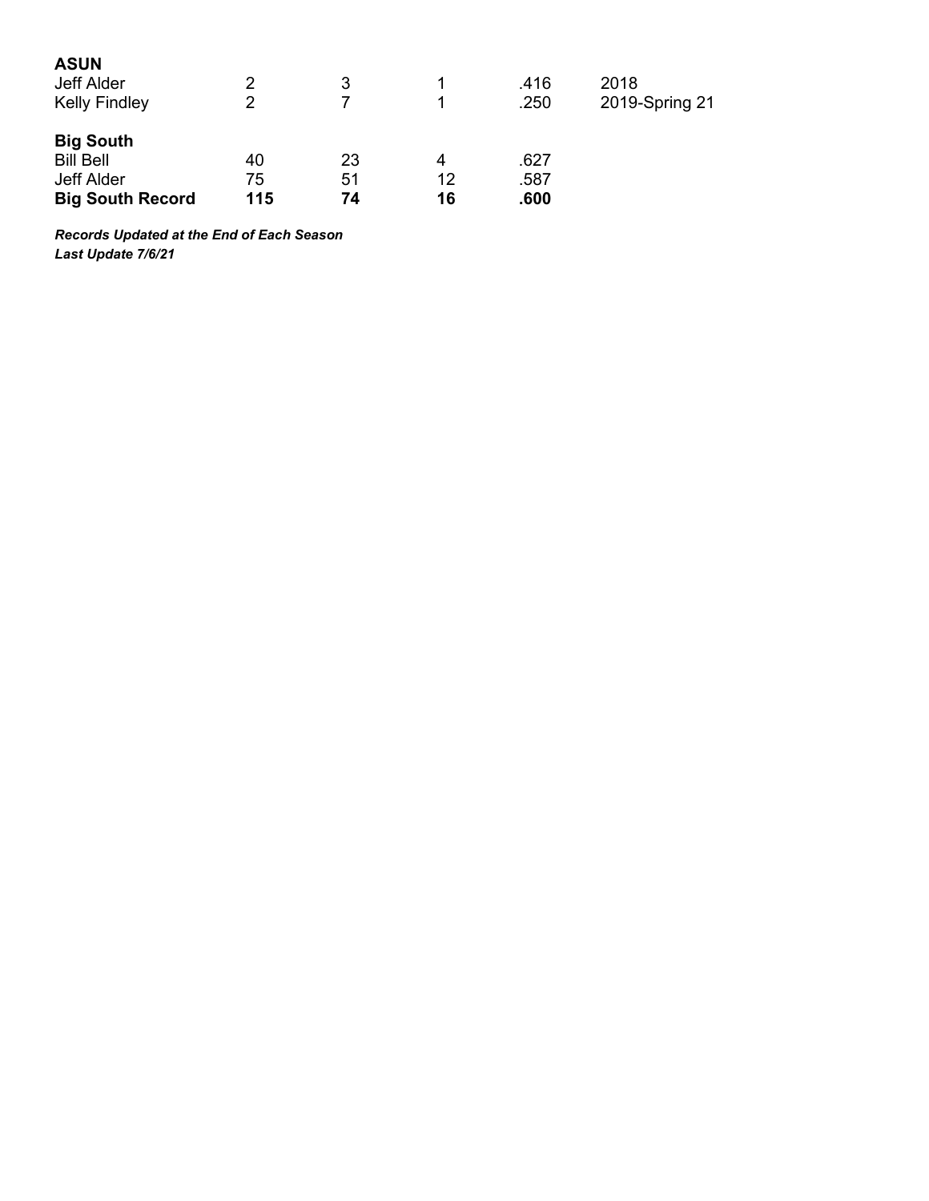| | | | | | |
|---|---|---|---|---|---|
| **ASUN** | | | | | |
| Jeff Alder | 2 | 3 | 1 | .416 | 2018 |
| Kelly Findley | 2 | 7 | 1 | .250 | 2019-Spring 21 |
| | | | | | |
| **Big South** | | | | | |
| Bill Bell | 40 | 23 | 4 | .627 | |
| Jeff Alder | 75 | 51 | 12 | .587 | |
| **Big South Record** | **115** | **74** | **16** | **.600** | |

***Records Updated at the End of Each Season***

***Last Update 7/6/21***